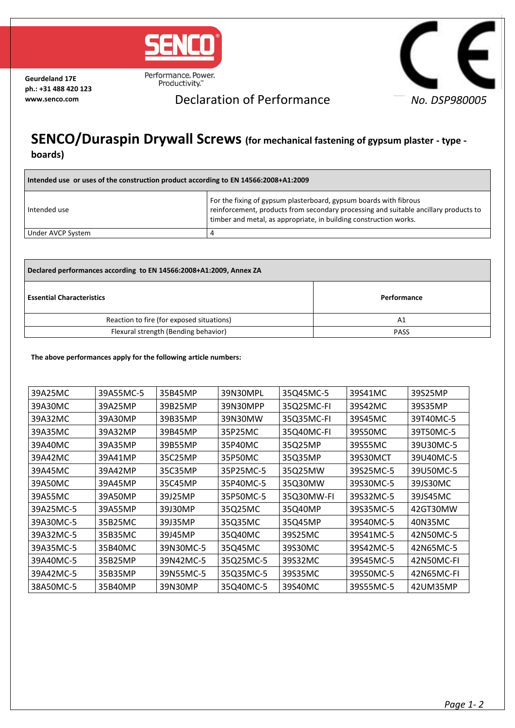Geurdeland 17E
ph.: +31 488 420 123
www.senco.com

SENCO
Performance. Power. Productivity.™

Declaration of Performance

*No. DSP980005*

# SENCO/Duraspin Drywall Screws (for mechanical fastening of gypsum plaster - type - boards)

| Intended use or uses of the construction product according to EN 14566:2008+A1:2009 | |
|---|---|
| Intended use | For the fixing of gypsum plasterboard, gypsum boards with fibrous reinforcement, products from secondary processing and suitable ancillary products to timber and metal, as appropriate, in building construction works. |
| Under AVCP System | 4 |

| Declared performances according to EN 14566:2008+A1:2009, Annex ZA | |
|---|---|
| **Essential Characteristics** | **Performance** |
| Reaction to fire (for exposed situations) | A1 |
| Flexural strength (Bending behavior) | PASS |

**The above performances apply for the following article numbers:**

| | | | | | | |
|---|---|---|---|---|---|---|
| 39A25MC | 39A55MC-5 | 35B45MP | 39N30MPL | 35Q45MC-5 | 39S41MC | 39S25MP |
| 39A30MC | 39A25MP | 39B25MP | 39N30MPP | 35Q25MC-FI | 39S42MC | 39S35MP |
| 39A32MC | 39A30MP | 39B35MP | 39N30MW | 35Q35MC-FI | 39S45MC | 39T40MC-5 |
| 39A35MC | 39A32MP | 39B45MP | 35P25MC | 35Q40MC-FI | 39S50MC | 39T50MC-5 |
| 39A40MC | 39A35MP | 39B55MP | 35P40MC | 35Q25MP | 39S55MC | 39U30MC-5 |
| 39A42MC | 39A41MP | 35C25MP | 35P50MC | 35Q35MP | 39S30MCT | 39U40MC-5 |
| 39A45MC | 39A42MP | 35C35MP | 35P25MC-5 | 35Q25MW | 39S25MC-5 | 39U50MC-5 |
| 39A50MC | 39A45MP | 35C45MP | 35P40MC-5 | 35Q30MW | 39S30MC-5 | 39JS30MC |
| 39A55MC | 39A50MP | 39J25MP | 35P50MC-5 | 35Q30MW-FI | 39S32MC-5 | 39JS45MC |
| 39A25MC-5 | 39A55MP | 39J30MP | 35Q25MC | 35Q40MP | 39S35MC-5 | 42GT30MW |
| 39A30MC-5 | 35B25MC | 39J35MP | 35Q35MC | 35Q45MP | 39S40MC-5 | 40N35MC |
| 39A32MC-5 | 35B35MC | 39J45MP | 35Q40MC | 39S25MC | 39S41MC-5 | 42N50MC-5 |
| 39A35MC-5 | 35B40MC | 39N30MC-5 | 35Q45MC | 39S30MC | 39S42MC-5 | 42N65MC-5 |
| 39A40MC-5 | 35B25MP | 39N42MC-5 | 35Q25MC-5 | 39S32MC | 39S45MC-5 | 42N50MC-FI |
| 39A42MC-5 | 35B35MP | 39N55MC-5 | 35Q35MC-5 | 39S35MC | 39S50MC-5 | 42N65MC-FI |
| 38A50MC-5 | 35B40MP | 39N30MP | 35Q40MC-5 | 39S40MC | 39S55MC-5 | 42UM35MP |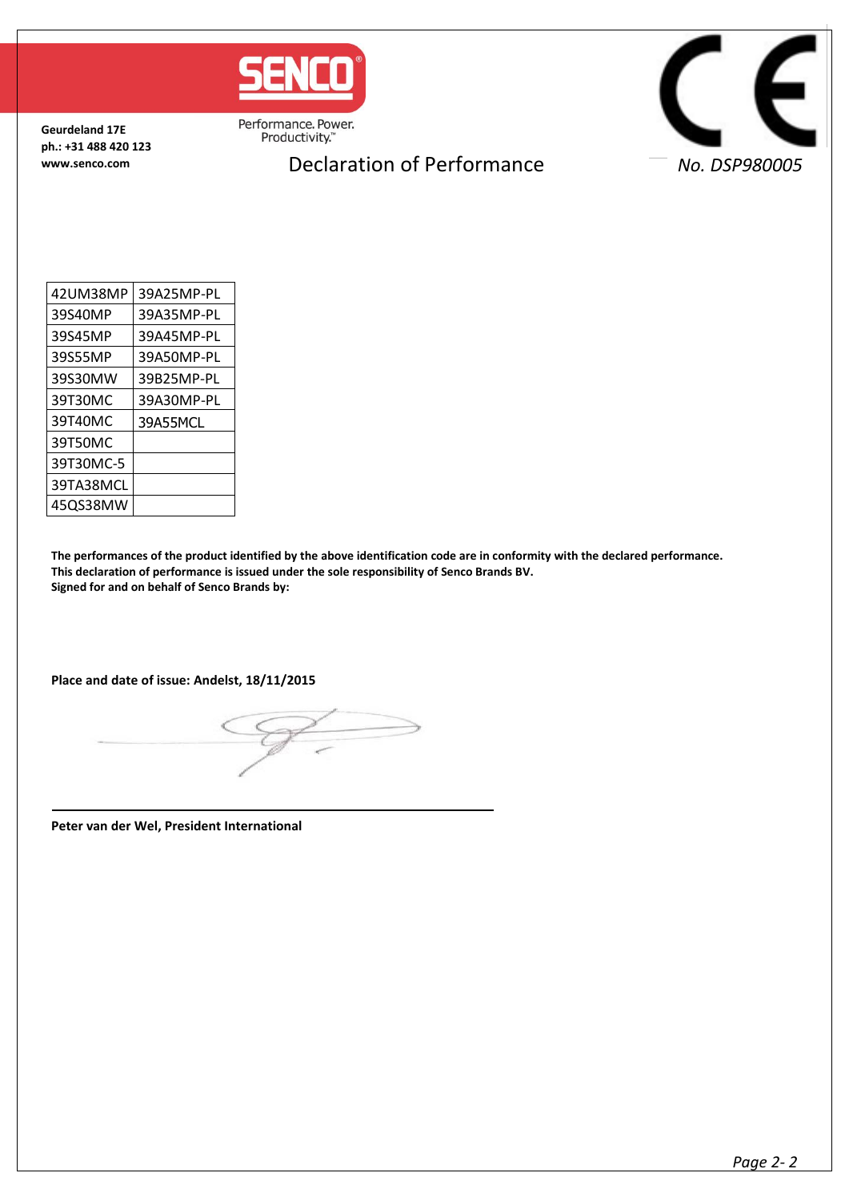Geurdeland 17E
ph.: +31 488 420 123
www.senco.com

Performance. Power. Productivity.™

# Declaration of Performance

*No. DSP980005*

| | |
|---|---|
| 42UM38MP | 39A25MP-PL |
| 39S40MP | 39A35MP-PL |
| 39S45MP | 39A45MP-PL |
| 39S55MP | 39A50MP-PL |
| 39S30MW | 39B25MP-PL |
| 39T30MC | 39A30MP-PL |
| 39T40MC | 39A55MCL |
| 39T50MC | |
| 39T30MC-5 | |
| 39TA38MCL | |
| 45QS38MW | |

**The performances of the product identified by the above identification code are in conformity with the declared performance.**
**This declaration of performance is issued under the sole responsibility of Senco Brands BV.**
**Signed for and on behalf of Senco Brands by:**

**Place and date of issue: Andelst, 18/11/2015**

**Peter van der Wel, President International**